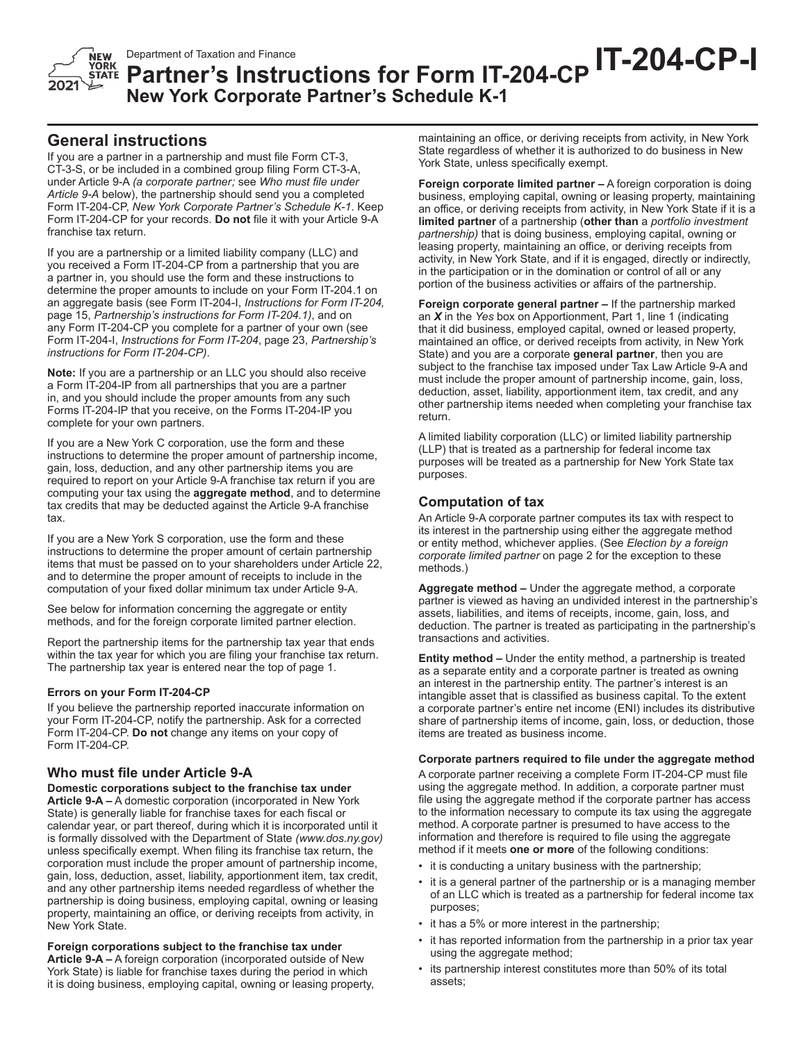Department of Taxation and Finance

# Partner's Instructions for Form IT-204-CP New York Corporate Partner's Schedule K-1

**IT-204-CP-I**

2021

## General instructions

If you are a partner in a partnership and must file Form CT-3, CT-3-S, or be included in a combined group filing Form CT-3-A, under Article 9-A *(a corporate partner;* see *Who must file under Article 9-A* below), the partnership should send you a completed Form IT-204-CP, *New York Corporate Partner's Schedule K-1*. Keep Form IT-204-CP for your records. **Do not** file it with your Article 9-A franchise tax return.

If you are a partnership or a limited liability company (LLC) and you received a Form IT-204-CP from a partnership that you are a partner in, you should use the form and these instructions to determine the proper amounts to include on your Form IT-204.1 on an aggregate basis (see Form IT-204-I, *Instructions for Form IT-204,* page 15, *Partnership's instructions for Form IT-204.1)*, and on any Form IT-204-CP you complete for a partner of your own (see Form IT-204-I, *Instructions for Form IT-204*, page 23, *Partnership's instructions for Form IT-204-CP)*.

**Note:** If you are a partnership or an LLC you should also receive a Form IT-204-IP from all partnerships that you are a partner in, and you should include the proper amounts from any such Forms IT-204-IP that you receive, on the Forms IT-204-IP you complete for your own partners.

If you are a New York C corporation, use the form and these instructions to determine the proper amount of partnership income, gain, loss, deduction, and any other partnership items you are required to report on your Article 9-A franchise tax return if you are computing your tax using the **aggregate method**, and to determine tax credits that may be deducted against the Article 9-A franchise tax.

If you are a New York S corporation, use the form and these instructions to determine the proper amount of certain partnership items that must be passed on to your shareholders under Article 22, and to determine the proper amount of receipts to include in the computation of your fixed dollar minimum tax under Article 9-A.

See below for information concerning the aggregate or entity methods, and for the foreign corporate limited partner election.

Report the partnership items for the partnership tax year that ends within the tax year for which you are filing your franchise tax return. The partnership tax year is entered near the top of page 1.

#### Errors on your Form IT-204-CP

If you believe the partnership reported inaccurate information on your Form IT-204-CP, notify the partnership. Ask for a corrected Form IT-204-CP. **Do not** change any items on your copy of Form IT-204-CP.

## Who must file under Article 9-A

**Domestic corporations subject to the franchise tax under Article 9-A –** A domestic corporation (incorporated in New York State) is generally liable for franchise taxes for each fiscal or calendar year, or part thereof, during which it is incorporated until it is formally dissolved with the Department of State *(www.dos.ny.gov)* unless specifically exempt. When filing its franchise tax return, the corporation must include the proper amount of partnership income, gain, loss, deduction, asset, liability, apportionment item, tax credit, and any other partnership items needed regardless of whether the partnership is doing business, employing capital, owning or leasing property, maintaining an office, or deriving receipts from activity, in New York State.

**Foreign corporations subject to the franchise tax under Article 9-A –** A foreign corporation (incorporated outside of New York State) is liable for franchise taxes during the period in which it is doing business, employing capital, owning or leasing property, maintaining an office, or deriving receipts from activity, in New York State regardless of whether it is authorized to do business in New York State, unless specifically exempt.

**Foreign corporate limited partner –** A foreign corporation is doing business, employing capital, owning or leasing property, maintaining an office, or deriving receipts from activity, in New York State if it is a **limited partner** of a partnership (**other than** a *portfolio investment partnership)* that is doing business, employing capital, owning or leasing property, maintaining an office, or deriving receipts from activity, in New York State, and if it is engaged, directly or indirectly, in the participation or in the domination or control of all or any portion of the business activities or affairs of the partnership.

**Foreign corporate general partner –** If the partnership marked an *X* in the *Yes* box on Apportionment, Part 1, line 1 (indicating that it did business, employed capital, owned or leased property, maintained an office, or derived receipts from activity, in New York State) and you are a corporate **general partner**, then you are subject to the franchise tax imposed under Tax Law Article 9-A and must include the proper amount of partnership income, gain, loss, deduction, asset, liability, apportionment item, tax credit, and any other partnership items needed when completing your franchise tax return.

A limited liability corporation (LLC) or limited liability partnership (LLP) that is treated as a partnership for federal income tax purposes will be treated as a partnership for New York State tax purposes.

## Computation of tax

An Article 9-A corporate partner computes its tax with respect to its interest in the partnership using either the aggregate method or entity method, whichever applies. (See *Election by a foreign corporate limited partner* on page 2 for the exception to these methods.)

**Aggregate method –** Under the aggregate method, a corporate partner is viewed as having an undivided interest in the partnership's assets, liabilities, and items of receipts, income, gain, loss, and deduction. The partner is treated as participating in the partnership's transactions and activities.

**Entity method –** Under the entity method, a partnership is treated as a separate entity and a corporate partner is treated as owning an interest in the partnership entity. The partner's interest is an intangible asset that is classified as business capital. To the extent a corporate partner's entire net income (ENI) includes its distributive share of partnership items of income, gain, loss, or deduction, those items are treated as business income.

#### Corporate partners required to file under the aggregate method

A corporate partner receiving a complete Form IT-204-CP must file using the aggregate method. In addition, a corporate partner must file using the aggregate method if the corporate partner has access to the information necessary to compute its tax using the aggregate method. A corporate partner is presumed to have access to the information and therefore is required to file using the aggregate method if it meets **one or more** of the following conditions:

- it is conducting a unitary business with the partnership;
- it is a general partner of the partnership or is a managing member of an LLC which is treated as a partnership for federal income tax purposes;
- it has a 5% or more interest in the partnership;
- it has reported information from the partnership in a prior tax year using the aggregate method;
- its partnership interest constitutes more than 50% of its total assets;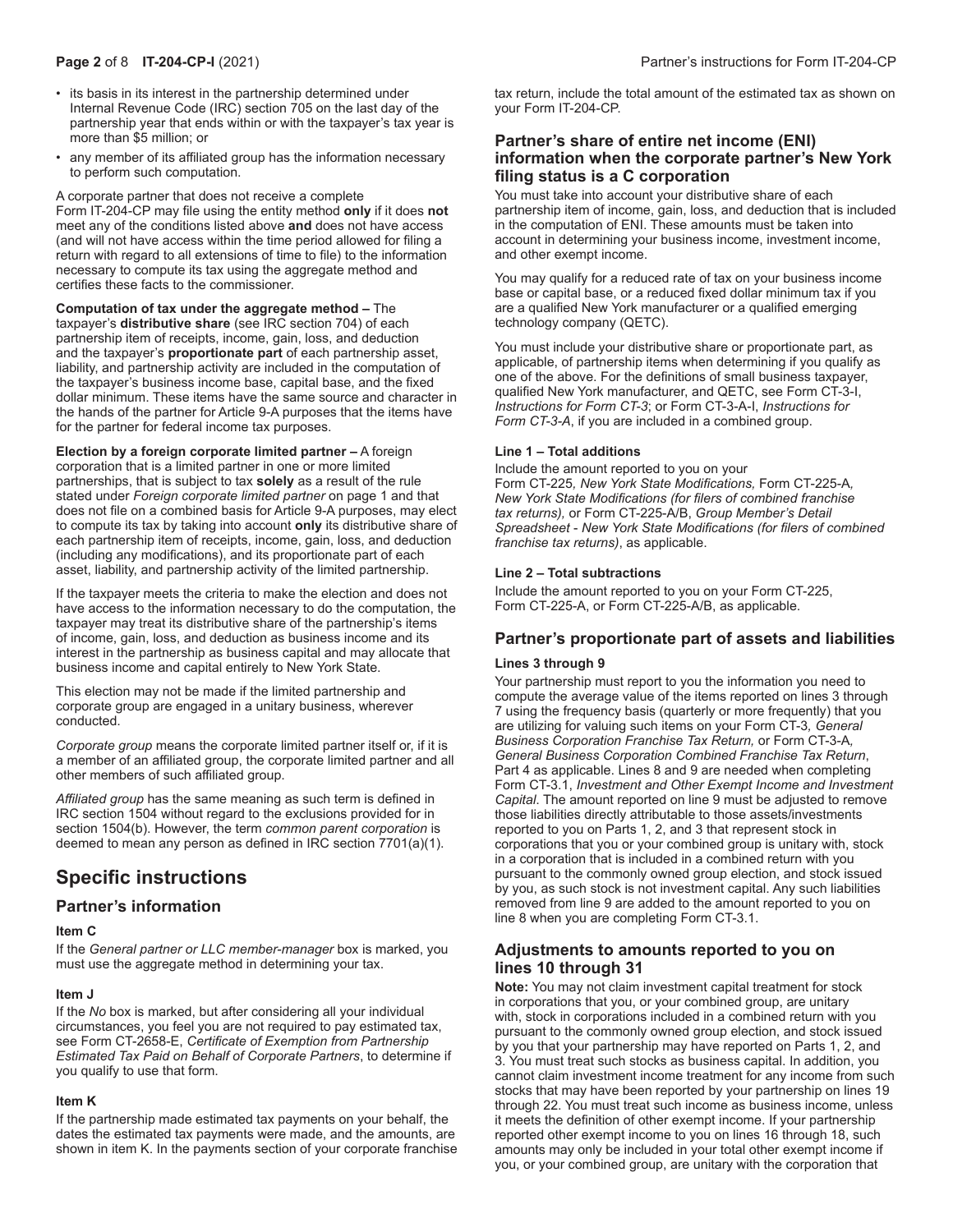- its basis in its interest in the partnership determined under Internal Revenue Code (IRC) section 705 on the last day of the partnership year that ends within or with the taxpayer's tax year is more than $5 million; or
- any member of its affiliated group has the information necessary to perform such computation.

A corporate partner that does not receive a complete Form IT-204-CP may file using the entity method **only** if it does **not** meet any of the conditions listed above **and** does not have access (and will not have access within the time period allowed for filing a return with regard to all extensions of time to file) to the information necessary to compute its tax using the aggregate method and certifies these facts to the commissioner.

**Computation of tax under the aggregate method –** The taxpayer's **distributive share** (see IRC section 704) of each partnership item of receipts, income, gain, loss, and deduction and the taxpayer's **proportionate part** of each partnership asset, liability, and partnership activity are included in the computation of the taxpayer's business income base, capital base, and the fixed dollar minimum. These items have the same source and character in the hands of the partner for Article 9-A purposes that the items have for the partner for federal income tax purposes.

**Election by a foreign corporate limited partner –** A foreign corporation that is a limited partner in one or more limited partnerships, that is subject to tax **solely** as a result of the rule stated under *Foreign corporate limited partner* on page 1 and that does not file on a combined basis for Article 9-A purposes, may elect to compute its tax by taking into account **only** its distributive share of each partnership item of receipts, income, gain, loss, and deduction (including any modifications), and its proportionate part of each asset, liability, and partnership activity of the limited partnership.

If the taxpayer meets the criteria to make the election and does not have access to the information necessary to do the computation, the taxpayer may treat its distributive share of the partnership's items of income, gain, loss, and deduction as business income and its interest in the partnership as business capital and may allocate that business income and capital entirely to New York State.

This election may not be made if the limited partnership and corporate group are engaged in a unitary business, wherever conducted.

*Corporate group* means the corporate limited partner itself or, if it is a member of an affiliated group, the corporate limited partner and all other members of such affiliated group.

*Affiliated group* has the same meaning as such term is defined in IRC section 1504 without regard to the exclusions provided for in section 1504(b). However, the term *common parent corporation* is deemed to mean any person as defined in IRC section 7701(a)(1).

# Specific instructions

## Partner's information

#### Item C

If the *General partner or LLC member-manager* box is marked, you must use the aggregate method in determining your tax.

#### Item J

If the *No* box is marked, but after considering all your individual circumstances, you feel you are not required to pay estimated tax, see Form CT-2658-E, *Certificate of Exemption from Partnership Estimated Tax Paid on Behalf of Corporate Partners*, to determine if you qualify to use that form.

#### Item K

If the partnership made estimated tax payments on your behalf, the dates the estimated tax payments were made, and the amounts, are shown in item K. In the payments section of your corporate franchise tax return, include the total amount of the estimated tax as shown on your Form IT-204-CP.

### Partner's share of entire net income (ENI) information when the corporate partner's New York filing status is a C corporation

You must take into account your distributive share of each partnership item of income, gain, loss, and deduction that is included in the computation of ENI. These amounts must be taken into account in determining your business income, investment income, and other exempt income.

You may qualify for a reduced rate of tax on your business income base or capital base, or a reduced fixed dollar minimum tax if you are a qualified New York manufacturer or a qualified emerging technology company (QETC).

You must include your distributive share or proportionate part, as applicable, of partnership items when determining if you qualify as one of the above. For the definitions of small business taxpayer, qualified New York manufacturer, and QETC, see Form CT-3-I, *Instructions for Form CT-3*; or Form CT-3-A-I, *Instructions for Form CT-3-A*, if you are included in a combined group.

#### Line 1 – Total additions

Include the amount reported to you on your Form CT-225*, New York State Modifications,* Form CT-225-A*, New York State Modifications (for filers of combined franchise tax returns),* or Form CT-225-A/B, *Group Member's Detail Spreadsheet - New York State Modifications (for filers of combined franchise tax returns)*, as applicable.

#### Line 2 – Total subtractions

Include the amount reported to you on your Form CT-225, Form CT-225-A, or Form CT-225-A/B, as applicable.

### Partner's proportionate part of assets and liabilities

#### Lines 3 through 9

Your partnership must report to you the information you need to compute the average value of the items reported on lines 3 through 7 using the frequency basis (quarterly or more frequently) that you are utilizing for valuing such items on your Form CT-3*, General Business Corporation Franchise Tax Return,* or Form CT-3-A*, General Business Corporation Combined Franchise Tax Return*, Part 4 as applicable. Lines 8 and 9 are needed when completing Form CT-3.1, *Investment and Other Exempt Income and Investment Capital*. The amount reported on line 9 must be adjusted to remove those liabilities directly attributable to those assets/investments reported to you on Parts 1, 2, and 3 that represent stock in corporations that you or your combined group is unitary with, stock in a corporation that is included in a combined return with you pursuant to the commonly owned group election, and stock issued by you, as such stock is not investment capital. Any such liabilities removed from line 9 are added to the amount reported to you on line 8 when you are completing Form CT-3.1.

### Adjustments to amounts reported to you on lines 10 through 31

**Note:** You may not claim investment capital treatment for stock in corporations that you, or your combined group, are unitary with, stock in corporations included in a combined return with you pursuant to the commonly owned group election, and stock issued by you that your partnership may have reported on Parts 1, 2, and 3. You must treat such stocks as business capital. In addition, you cannot claim investment income treatment for any income from such stocks that may have been reported by your partnership on lines 19 through 22. You must treat such income as business income, unless it meets the definition of other exempt income. If your partnership reported other exempt income to you on lines 16 through 18, such amounts may only be included in your total other exempt income if you, or your combined group, are unitary with the corporation that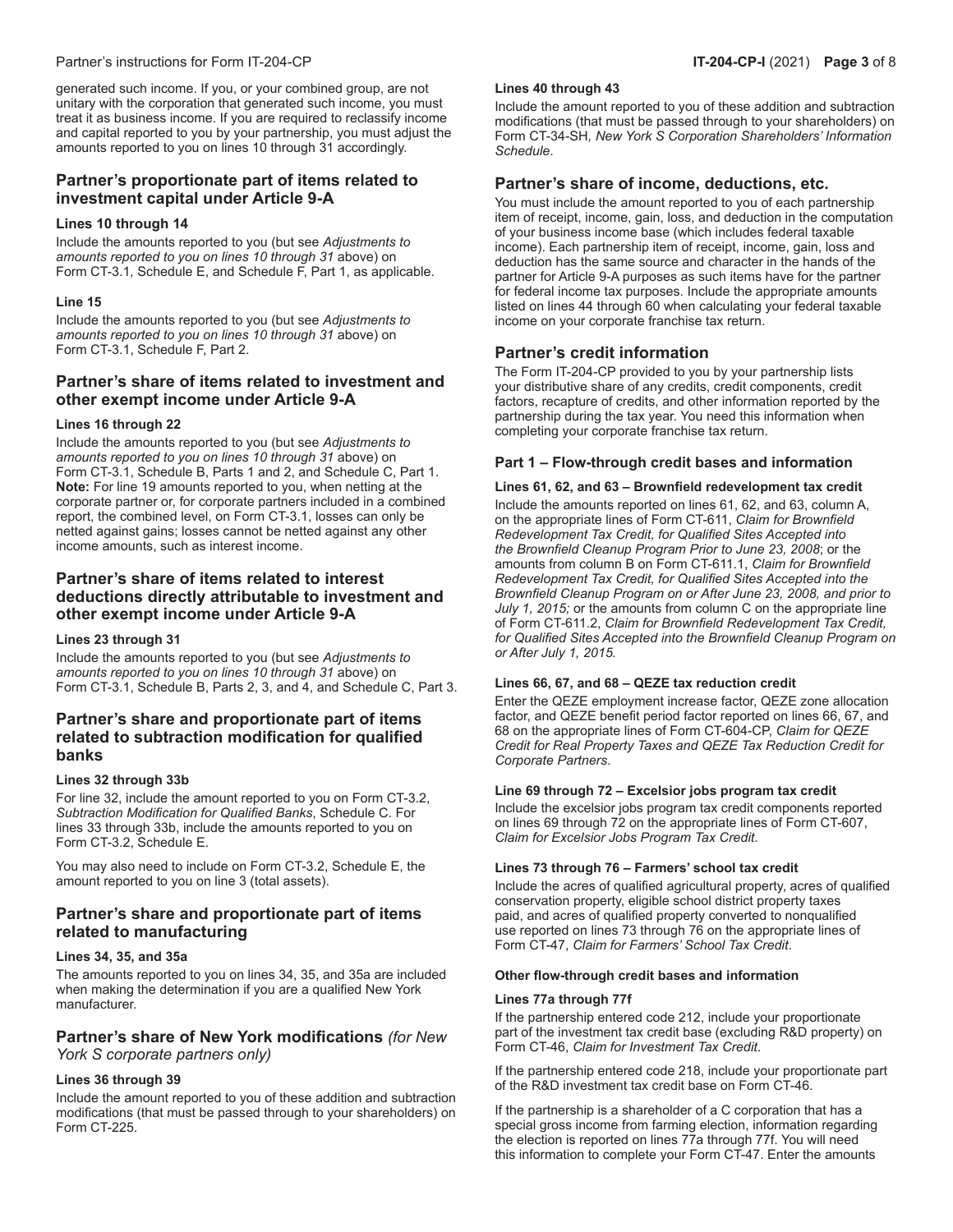generated such income. If you, or your combined group, are not unitary with the corporation that generated such income, you must treat it as business income. If you are required to reclassify income and capital reported to you by your partnership, you must adjust the amounts reported to you on lines 10 through 31 accordingly.

## Partner's proportionate part of items related to investment capital under Article 9-A

### Lines 10 through 14

Include the amounts reported to you (but see *Adjustments to amounts reported to you on lines 10 through 31* above) on Form CT-3.1*,* Schedule E, and Schedule F, Part 1, as applicable.

### Line 15

Include the amounts reported to you (but see *Adjustments to amounts reported to you on lines 10 through 31* above) on Form CT-3.1, Schedule F, Part 2.

## Partner's share of items related to investment and other exempt income under Article 9-A

### Lines 16 through 22

Include the amounts reported to you (but see *Adjustments to amounts reported to you on lines 10 through 31* above) on Form CT-3.1, Schedule B, Parts 1 and 2, and Schedule C, Part 1. **Note:** For line 19 amounts reported to you, when netting at the corporate partner or, for corporate partners included in a combined report, the combined level, on Form CT-3.1, losses can only be netted against gains; losses cannot be netted against any other income amounts, such as interest income.

## Partner's share of items related to interest deductions directly attributable to investment and other exempt income under Article 9-A

### Lines 23 through 31

Include the amounts reported to you (but see *Adjustments to amounts reported to you on lines 10 through 31* above) on Form CT-3.1, Schedule B, Parts 2, 3, and 4, and Schedule C, Part 3.

## Partner's share and proportionate part of items related to subtraction modification for qualified banks

### Lines 32 through 33b

For line 32, include the amount reported to you on Form CT-3.2, *Subtraction Modification for Qualified Banks*, Schedule C. For lines 33 through 33b, include the amounts reported to you on Form CT-3.2, Schedule E.

You may also need to include on Form CT-3.2, Schedule E, the amount reported to you on line 3 (total assets).

## Partner's share and proportionate part of items related to manufacturing

### Lines 34, 35, and 35a

The amounts reported to you on lines 34, 35, and 35a are included when making the determination if you are a qualified New York manufacturer.

## Partner's share of New York modifications *(for New York S corporate partners only)*

### Lines 36 through 39

Include the amount reported to you of these addition and subtraction modifications (that must be passed through to your shareholders) on Form CT-225.

### Lines 40 through 43

Include the amount reported to you of these addition and subtraction modifications (that must be passed through to your shareholders) on Form CT-34-SH*, New York S Corporation Shareholders' Information Schedule*.

## Partner's share of income, deductions, etc.

You must include the amount reported to you of each partnership item of receipt, income, gain, loss, and deduction in the computation of your business income base (which includes federal taxable income). Each partnership item of receipt, income, gain, loss and deduction has the same source and character in the hands of the partner for Article 9-A purposes as such items have for the partner for federal income tax purposes. Include the appropriate amounts listed on lines 44 through 60 when calculating your federal taxable income on your corporate franchise tax return.

## Partner's credit information

The Form IT-204-CP provided to you by your partnership lists your distributive share of any credits, credit components, credit factors, recapture of credits, and other information reported by the partnership during the tax year. You need this information when completing your corporate franchise tax return.

### Part 1 – Flow-through credit bases and information

#### Lines 61, 62, and 63 – Brownfield redevelopment tax credit

Include the amounts reported on lines 61, 62, and 63, column A, on the appropriate lines of Form CT-611, *Claim for Brownfield Redevelopment Tax Credit, for Qualified Sites Accepted into the Brownfield Cleanup Program Prior to June 23, 2008*; or the amounts from column B on Form CT-611.1, *Claim for Brownfield Redevelopment Tax Credit, for Qualified Sites Accepted into the Brownfield Cleanup Program on or After June 23, 2008, and prior to July 1, 2015;* or the amounts from column C on the appropriate line of Form CT-611.2, *Claim for Brownfield Redevelopment Tax Credit, for Qualified Sites Accepted into the Brownfield Cleanup Program on or After July 1, 2015.*

#### Lines 66, 67, and 68 – QEZE tax reduction credit

Enter the QEZE employment increase factor, QEZE zone allocation factor, and QEZE benefit period factor reported on lines 66, 67, and 68 on the appropriate lines of Form CT-604-CP, *Claim for QEZE Credit for Real Property Taxes and QEZE Tax Reduction Credit for Corporate Partners*.

#### Line 69 through 72 – Excelsior jobs program tax credit

Include the excelsior jobs program tax credit components reported on lines 69 through 72 on the appropriate lines of Form CT-607, *Claim for Excelsior Jobs Program Tax Credit*.

#### Lines 73 through 76 – Farmers' school tax credit

Include the acres of qualified agricultural property, acres of qualified conservation property, eligible school district property taxes paid, and acres of qualified property converted to nonqualified use reported on lines 73 through 76 on the appropriate lines of Form CT-47, *Claim for Farmers' School Tax Credit*.

#### Other flow-through credit bases and information

#### Lines 77a through 77f

If the partnership entered code 212, include your proportionate part of the investment tax credit base (excluding R&D property) on Form CT-46, *Claim for Investment Tax Credit*.

If the partnership entered code 218, include your proportionate part of the R&D investment tax credit base on Form CT-46.

If the partnership is a shareholder of a C corporation that has a special gross income from farming election, information regarding the election is reported on lines 77a through 77f. You will need this information to complete your Form CT-47. Enter the amounts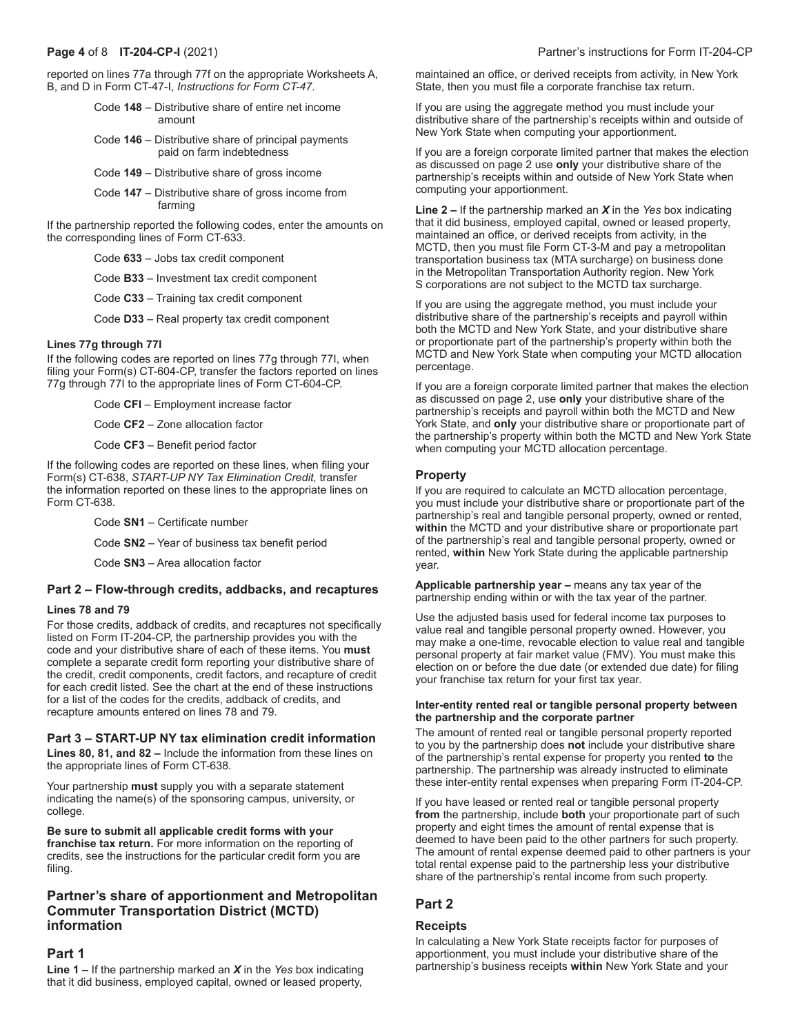reported on lines 77a through 77f on the appropriate Worksheets A, B, and D in Form CT-47-I, *Instructions for Form CT-47*.

- Code **148** – Distributive share of entire net income amount
- Code **146** – Distributive share of principal payments paid on farm indebtedness
- Code **149** – Distributive share of gross income
- Code **147** – Distributive share of gross income from farming

If the partnership reported the following codes, enter the amounts on the corresponding lines of Form CT-633.

- Code **633** – Jobs tax credit component
- Code **B33** – Investment tax credit component
- Code **C33** – Training tax credit component
- Code **D33** – Real property tax credit component

#### Lines 77g through 77l

If the following codes are reported on lines 77g through 77l, when filing your Form(s) CT-604-CP, transfer the factors reported on lines 77g through 77l to the appropriate lines of Form CT-604-CP.

- Code **CFI** – Employment increase factor
- Code **CF2** – Zone allocation factor
- Code **CF3** – Benefit period factor

If the following codes are reported on these lines, when filing your Form(s) CT-638, *START-UP NY Tax Elimination Credit,* transfer the information reported on these lines to the appropriate lines on Form CT-638.

- Code **SN1** – Certificate number
- Code **SN2** – Year of business tax benefit period
- Code **SN3** – Area allocation factor

### Part 2 – Flow-through credits, addbacks, and recaptures

#### Lines 78 and 79

For those credits, addback of credits, and recaptures not specifically listed on Form IT-204-CP, the partnership provides you with the code and your distributive share of each of these items. You **must** complete a separate credit form reporting your distributive share of the credit, credit components, credit factors, and recapture of credit for each credit listed. See the chart at the end of these instructions for a list of the codes for the credits, addback of credits, and recapture amounts entered on lines 78 and 79.

### Part 3 – START-UP NY tax elimination credit information

**Lines 80, 81, and 82 –** Include the information from these lines on the appropriate lines of Form CT-638.

Your partnership **must** supply you with a separate statement indicating the name(s) of the sponsoring campus, university, or college.

**Be sure to submit all applicable credit forms with your franchise tax return.** For more information on the reporting of credits, see the instructions for the particular credit form you are filing.

## Partner's share of apportionment and Metropolitan Commuter Transportation District (MCTD) information

## Part 1

**Line 1 –** If the partnership marked an ***X*** in the *Yes* box indicating that it did business, employed capital, owned or leased property, maintained an office, or derived receipts from activity, in New York State, then you must file a corporate franchise tax return.

If you are using the aggregate method you must include your distributive share of the partnership's receipts within and outside of New York State when computing your apportionment.

If you are a foreign corporate limited partner that makes the election as discussed on page 2 use **only** your distributive share of the partnership's receipts within and outside of New York State when computing your apportionment.

**Line 2 –** If the partnership marked an ***X*** in the *Yes* box indicating that it did business, employed capital, owned or leased property, maintained an office, or derived receipts from activity, in the MCTD, then you must file Form CT-3-M and pay a metropolitan transportation business tax (MTA surcharge) on business done in the Metropolitan Transportation Authority region. New York S corporations are not subject to the MCTD tax surcharge.

If you are using the aggregate method, you must include your distributive share of the partnership's receipts and payroll within both the MCTD and New York State, and your distributive share or proportionate part of the partnership's property within both the MCTD and New York State when computing your MCTD allocation percentage.

If you are a foreign corporate limited partner that makes the election as discussed on page 2, use **only** your distributive share of the partnership's receipts and payroll within both the MCTD and New York State, and **only** your distributive share or proportionate part of the partnership's property within both the MCTD and New York State when computing your MCTD allocation percentage.

### Property

If you are required to calculate an MCTD allocation percentage, you must include your distributive share or proportionate part of the partnership's real and tangible personal property, owned or rented, **within** the MCTD and your distributive share or proportionate part of the partnership's real and tangible personal property, owned or rented, **within** New York State during the applicable partnership year.

**Applicable partnership year –** means any tax year of the partnership ending within or with the tax year of the partner.

Use the adjusted basis used for federal income tax purposes to value real and tangible personal property owned. However, you may make a one-time, revocable election to value real and tangible personal property at fair market value (FMV). You must make this election on or before the due date (or extended due date) for filing your franchise tax return for your first tax year.

#### Inter-entity rented real or tangible personal property between the partnership and the corporate partner

The amount of rented real or tangible personal property reported to you by the partnership does **not** include your distributive share of the partnership's rental expense for property you rented **to** the partnership. The partnership was already instructed to eliminate these inter-entity rental expenses when preparing Form IT-204-CP.

If you have leased or rented real or tangible personal property **from** the partnership, include **both** your proportionate part of such property and eight times the amount of rental expense that is deemed to have been paid to the other partners for such property. The amount of rental expense deemed paid to other partners is your total rental expense paid to the partnership less your distributive share of the partnership's rental income from such property.

## Part 2

### Receipts

In calculating a New York State receipts factor for purposes of apportionment, you must include your distributive share of the partnership's business receipts **within** New York State and your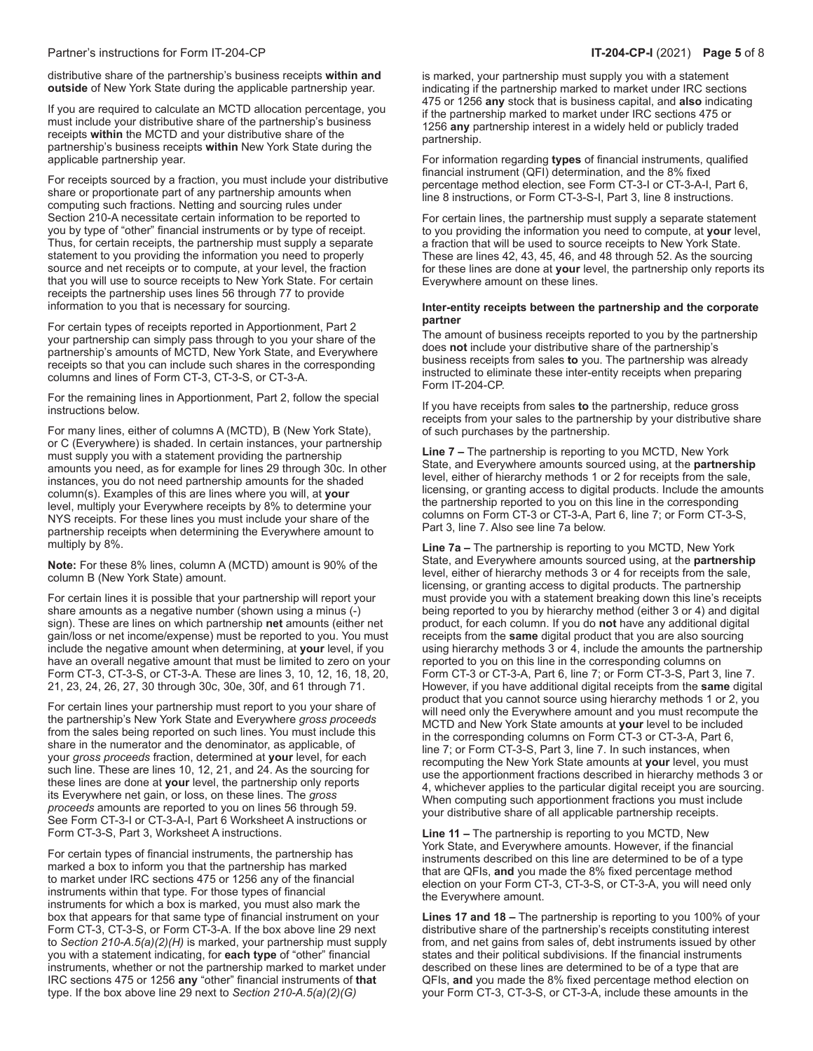distributive share of the partnership's business receipts **within and outside** of New York State during the applicable partnership year.

If you are required to calculate an MCTD allocation percentage, you must include your distributive share of the partnership's business receipts **within** the MCTD and your distributive share of the partnership's business receipts **within** New York State during the applicable partnership year.

For receipts sourced by a fraction, you must include your distributive share or proportionate part of any partnership amounts when computing such fractions. Netting and sourcing rules under Section 210-A necessitate certain information to be reported to you by type of "other" financial instruments or by type of receipt. Thus, for certain receipts, the partnership must supply a separate statement to you providing the information you need to properly source and net receipts or to compute, at your level, the fraction that you will use to source receipts to New York State. For certain receipts the partnership uses lines 56 through 77 to provide information to you that is necessary for sourcing.

For certain types of receipts reported in Apportionment, Part 2 your partnership can simply pass through to you your share of the partnership's amounts of MCTD, New York State, and Everywhere receipts so that you can include such shares in the corresponding columns and lines of Form CT-3, CT-3-S, or CT-3-A.

For the remaining lines in Apportionment, Part 2, follow the special instructions below.

For many lines, either of columns A (MCTD), B (New York State), or C (Everywhere) is shaded. In certain instances, your partnership must supply you with a statement providing the partnership amounts you need, as for example for lines 29 through 30c. In other instances, you do not need partnership amounts for the shaded column(s). Examples of this are lines where you will, at **your** level, multiply your Everywhere receipts by 8% to determine your NYS receipts. For these lines you must include your share of the partnership receipts when determining the Everywhere amount to multiply by 8%.

**Note:** For these 8% lines, column A (MCTD) amount is 90% of the column B (New York State) amount.

For certain lines it is possible that your partnership will report your share amounts as a negative number (shown using a minus (-) sign). These are lines on which partnership **net** amounts (either net gain/loss or net income/expense) must be reported to you. You must include the negative amount when determining, at **your** level, if you have an overall negative amount that must be limited to zero on your Form CT-3, CT-3-S, or CT-3-A. These are lines 3, 10, 12, 16, 18, 20, 21, 23, 24, 26, 27, 30 through 30c, 30e, 30f, and 61 through 71.

For certain lines your partnership must report to you your share of the partnership's New York State and Everywhere *gross proceeds* from the sales being reported on such lines. You must include this share in the numerator and the denominator, as applicable, of your *gross proceeds* fraction, determined at **your** level, for each such line. These are lines 10, 12, 21, and 24. As the sourcing for these lines are done at **your** level, the partnership only reports its Everywhere net gain, or loss, on these lines. The *gross proceeds* amounts are reported to you on lines 56 through 59. See Form CT-3-I or CT-3-A-I, Part 6 Worksheet A instructions or Form CT-3-S, Part 3, Worksheet A instructions.

For certain types of financial instruments, the partnership has marked a box to inform you that the partnership has marked to market under IRC sections 475 or 1256 any of the financial instruments within that type. For those types of financial instruments for which a box is marked, you must also mark the box that appears for that same type of financial instrument on your Form CT-3, CT-3-S, or Form CT-3-A. If the box above line 29 next to *Section 210-A.5(a)(2)(H)* is marked, your partnership must supply you with a statement indicating, for **each type** of "other" financial instruments, whether or not the partnership marked to market under IRC sections 475 or 1256 **any** "other" financial instruments of **that** type. If the box above line 29 next to *Section 210-A.5(a)(2)(G)* is marked, your partnership must supply you with a statement indicating if the partnership marked to market under IRC sections 475 or 1256 **any** stock that is business capital, and **also** indicating if the partnership marked to market under IRC sections 475 or 1256 **any** partnership interest in a widely held or publicly traded partnership.

For information regarding **types** of financial instruments, qualified financial instrument (QFI) determination, and the 8% fixed percentage method election, see Form CT-3-I or CT-3-A-I, Part 6, line 8 instructions, or Form CT-3-S-I, Part 3, line 8 instructions.

For certain lines, the partnership must supply a separate statement to you providing the information you need to compute, at **your** level, a fraction that will be used to source receipts to New York State. These are lines 42, 43, 45, 46, and 48 through 52. As the sourcing for these lines are done at **your** level, the partnership only reports its Everywhere amount on these lines.

**Inter-entity receipts between the partnership and the corporate partner**

The amount of business receipts reported to you by the partnership does **not** include your distributive share of the partnership's business receipts from sales **to** you. The partnership was already instructed to eliminate these inter-entity receipts when preparing Form IT-204-CP.

If you have receipts from sales **to** the partnership, reduce gross receipts from your sales to the partnership by your distributive share of such purchases by the partnership.

**Line 7 –** The partnership is reporting to you MCTD, New York State, and Everywhere amounts sourced using, at the **partnership** level, either of hierarchy methods 1 or 2 for receipts from the sale, licensing, or granting access to digital products. Include the amounts the partnership reported to you on this line in the corresponding columns on Form CT-3 or CT-3-A, Part 6, line 7; or Form CT-3-S, Part 3, line 7. Also see line 7a below.

**Line 7a –** The partnership is reporting to you MCTD, New York State, and Everywhere amounts sourced using, at the **partnership** level, either of hierarchy methods 3 or 4 for receipts from the sale, licensing, or granting access to digital products. The partnership must provide you with a statement breaking down this line's receipts being reported to you by hierarchy method (either 3 or 4) and digital product, for each column. If you do **not** have any additional digital receipts from the **same** digital product that you are also sourcing using hierarchy methods 3 or 4, include the amounts the partnership reported to you on this line in the corresponding columns on Form CT-3 or CT-3-A, Part 6, line 7; or Form CT-3-S, Part 3, line 7. However, if you have additional digital receipts from the **same** digital product that you cannot source using hierarchy methods 1 or 2, you will need only the Everywhere amount and you must recompute the MCTD and New York State amounts at **your** level to be included in the corresponding columns on Form CT-3 or CT-3-A, Part 6, line 7; or Form CT-3-S, Part 3, line 7. In such instances, when recomputing the New York State amounts at **your** level, you must use the apportionment fractions described in hierarchy methods 3 or 4, whichever applies to the particular digital receipt you are sourcing. When computing such apportionment fractions you must include your distributive share of all applicable partnership receipts.

**Line 11 –** The partnership is reporting to you MCTD, New York State, and Everywhere amounts. However, if the financial instruments described on this line are determined to be of a type that are QFIs, **and** you made the 8% fixed percentage method election on your Form CT-3, CT-3-S, or CT-3-A, you will need only the Everywhere amount.

**Lines 17 and 18 –** The partnership is reporting to you 100% of your distributive share of the partnership's receipts constituting interest from, and net gains from sales of, debt instruments issued by other states and their political subdivisions. If the financial instruments described on these lines are determined to be of a type that are QFIs, **and** you made the 8% fixed percentage method election on your Form CT-3, CT-3-S, or CT-3-A, include these amounts in the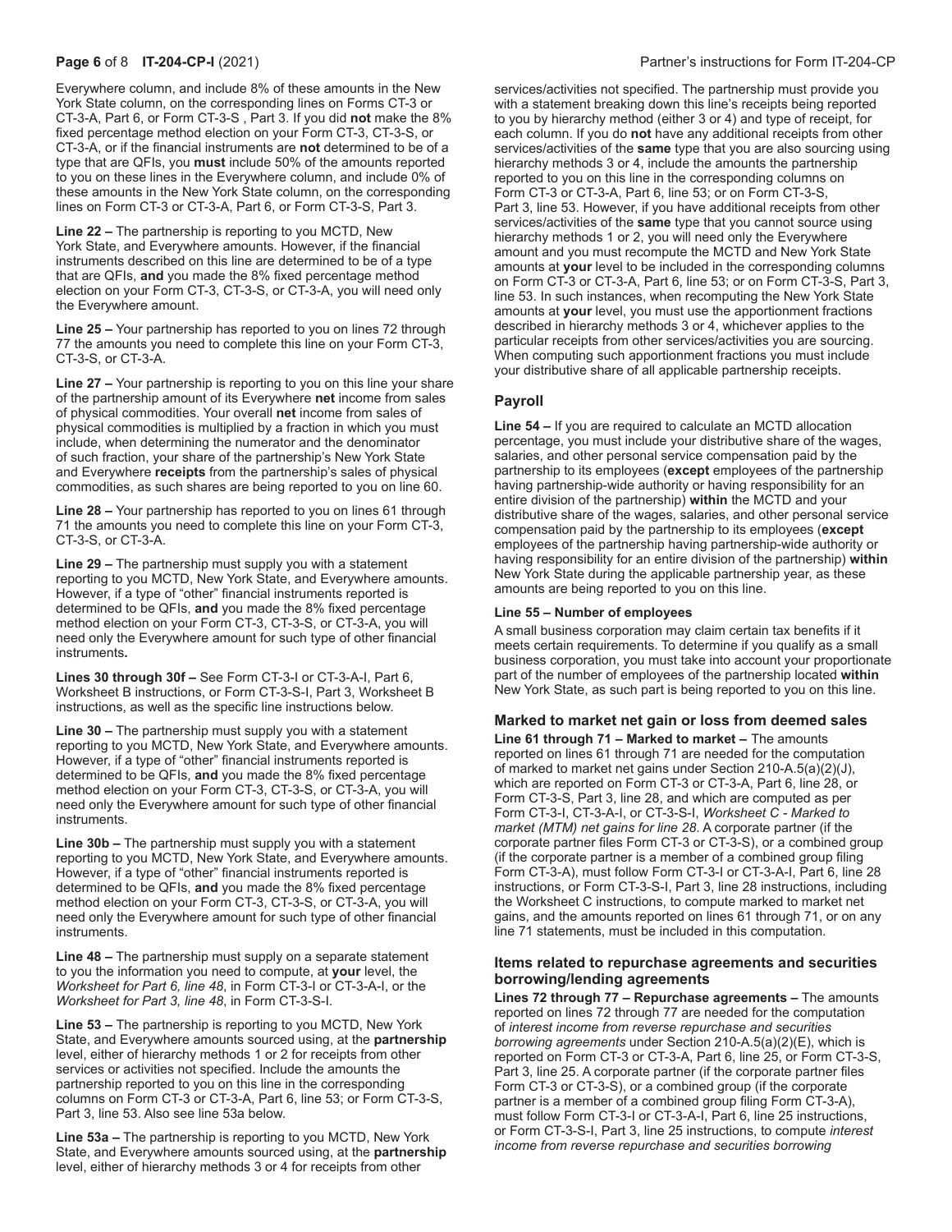Everywhere column, and include 8% of these amounts in the New York State column, on the corresponding lines on Forms CT-3 or CT-3-A, Part 6, or Form CT-3-S , Part 3. If you did **not** make the 8% fixed percentage method election on your Form CT-3, CT-3-S, or CT-3-A, or if the financial instruments are **not** determined to be of a type that are QFIs, you **must** include 50% of the amounts reported to you on these lines in the Everywhere column, and include 0% of these amounts in the New York State column, on the corresponding lines on Form CT-3 or CT-3-A, Part 6, or Form CT-3-S, Part 3.

**Line 22 –** The partnership is reporting to you MCTD, New York State, and Everywhere amounts. However, if the financial instruments described on this line are determined to be of a type that are QFIs, **and** you made the 8% fixed percentage method election on your Form CT-3, CT-3-S, or CT-3-A, you will need only the Everywhere amount.

**Line 25 –** Your partnership has reported to you on lines 72 through 77 the amounts you need to complete this line on your Form CT-3, CT-3-S, or CT-3-A.

**Line 27 –** Your partnership is reporting to you on this line your share of the partnership amount of its Everywhere **net** income from sales of physical commodities. Your overall **net** income from sales of physical commodities is multiplied by a fraction in which you must include, when determining the numerator and the denominator of such fraction, your share of the partnership's New York State and Everywhere **receipts** from the partnership's sales of physical commodities, as such shares are being reported to you on line 60.

**Line 28 –** Your partnership has reported to you on lines 61 through 71 the amounts you need to complete this line on your Form CT-3, CT-3-S, or CT-3-A.

**Line 29 –** The partnership must supply you with a statement reporting to you MCTD, New York State, and Everywhere amounts. However, if a type of "other" financial instruments reported is determined to be QFIs, **and** you made the 8% fixed percentage method election on your Form CT-3, CT-3-S, or CT-3-A, you will need only the Everywhere amount for such type of other financial instruments**.**

**Lines 30 through 30f –** See Form CT-3-I or CT-3-A-I, Part 6, Worksheet B instructions, or Form CT-3-S-I, Part 3, Worksheet B instructions, as well as the specific line instructions below.

**Line 30 –** The partnership must supply you with a statement reporting to you MCTD, New York State, and Everywhere amounts. However, if a type of "other" financial instruments reported is determined to be QFIs, **and** you made the 8% fixed percentage method election on your Form CT-3, CT-3-S, or CT-3-A, you will need only the Everywhere amount for such type of other financial instruments.

**Line 30b –** The partnership must supply you with a statement reporting to you MCTD, New York State, and Everywhere amounts. However, if a type of "other" financial instruments reported is determined to be QFIs, **and** you made the 8% fixed percentage method election on your Form CT-3, CT-3-S, or CT-3-A, you will need only the Everywhere amount for such type of other financial instruments.

**Line 48 –** The partnership must supply on a separate statement to you the information you need to compute, at **your** level, the *Worksheet for Part 6, line 48*, in Form CT-3-I or CT-3-A-I, or the *Worksheet for Part 3, line 48*, in Form CT-3-S-I.

**Line 53 –** The partnership is reporting to you MCTD, New York State, and Everywhere amounts sourced using, at the **partnership** level, either of hierarchy methods 1 or 2 for receipts from other services or activities not specified. Include the amounts the partnership reported to you on this line in the corresponding columns on Form CT-3 or CT-3-A, Part 6, line 53; or Form CT-3-S, Part 3, line 53. Also see line 53a below.

**Line 53a –** The partnership is reporting to you MCTD, New York State, and Everywhere amounts sourced using, at the **partnership** level, either of hierarchy methods 3 or 4 for receipts from other services/activities not specified. The partnership must provide you with a statement breaking down this line's receipts being reported to you by hierarchy method (either 3 or 4) and type of receipt, for each column. If you do **not** have any additional receipts from other services/activities of the **same** type that you are also sourcing using hierarchy methods 3 or 4, include the amounts the partnership reported to you on this line in the corresponding columns on Form CT-3 or CT-3-A, Part 6, line 53; or on Form CT-3-S, Part 3, line 53. However, if you have additional receipts from other services/activities of the **same** type that you cannot source using hierarchy methods 1 or 2, you will need only the Everywhere amount and you must recompute the MCTD and New York State amounts at **your** level to be included in the corresponding columns on Form CT-3 or CT-3-A, Part 6, line 53; or on Form CT-3-S, Part 3, line 53. In such instances, when recomputing the New York State amounts at **your** level, you must use the apportionment fractions described in hierarchy methods 3 or 4, whichever applies to the particular receipts from other services/activities you are sourcing. When computing such apportionment fractions you must include your distributive share of all applicable partnership receipts.

## Payroll

**Line 54 –** If you are required to calculate an MCTD allocation percentage, you must include your distributive share of the wages, salaries, and other personal service compensation paid by the partnership to its employees (**except** employees of the partnership having partnership-wide authority or having responsibility for an entire division of the partnership) **within** the MCTD and your distributive share of the wages, salaries, and other personal service compensation paid by the partnership to its employees (**except** employees of the partnership having partnership-wide authority or having responsibility for an entire division of the partnership) **within** New York State during the applicable partnership year, as these amounts are being reported to you on this line.

**Line 55 – Number of employees**

A small business corporation may claim certain tax benefits if it meets certain requirements. To determine if you qualify as a small business corporation, you must take into account your proportionate part of the number of employees of the partnership located **within** New York State, as such part is being reported to you on this line.

## Marked to market net gain or loss from deemed sales

**Line 61 through 71 – Marked to market –** The amounts reported on lines 61 through 71 are needed for the computation of marked to market net gains under Section 210-A.5(a)(2)(J), which are reported on Form CT-3 or CT-3-A, Part 6, line 28, or Form CT-3-S, Part 3, line 28, and which are computed as per Form CT-3-I, CT-3-A-I, or CT-3-S-I, *Worksheet C - Marked to market (MTM) net gains for line 28*. A corporate partner (if the corporate partner files Form CT-3 or CT-3-S), or a combined group (if the corporate partner is a member of a combined group filing Form CT-3-A), must follow Form CT-3-I or CT-3-A-I, Part 6, line 28 instructions, or Form CT-3-S-I, Part 3, line 28 instructions, including the Worksheet C instructions, to compute marked to market net gains, and the amounts reported on lines 61 through 71, or on any line 71 statements, must be included in this computation.

## Items related to repurchase agreements and securities borrowing/lending agreements

**Lines 72 through 77 – Repurchase agreements –** The amounts reported on lines 72 through 77 are needed for the computation of *interest income from reverse repurchase and securities borrowing agreements* under Section 210-A.5(a)(2)(E), which is reported on Form CT-3 or CT-3-A, Part 6, line 25, or Form CT-3-S, Part 3, line 25. A corporate partner (if the corporate partner files Form CT-3 or CT-3-S), or a combined group (if the corporate partner is a member of a combined group filing Form CT-3-A), must follow Form CT-3-I or CT-3-A-I, Part 6, line 25 instructions, or Form CT-3-S-I, Part 3, line 25 instructions, to compute *interest income from reverse repurchase and securities borrowing*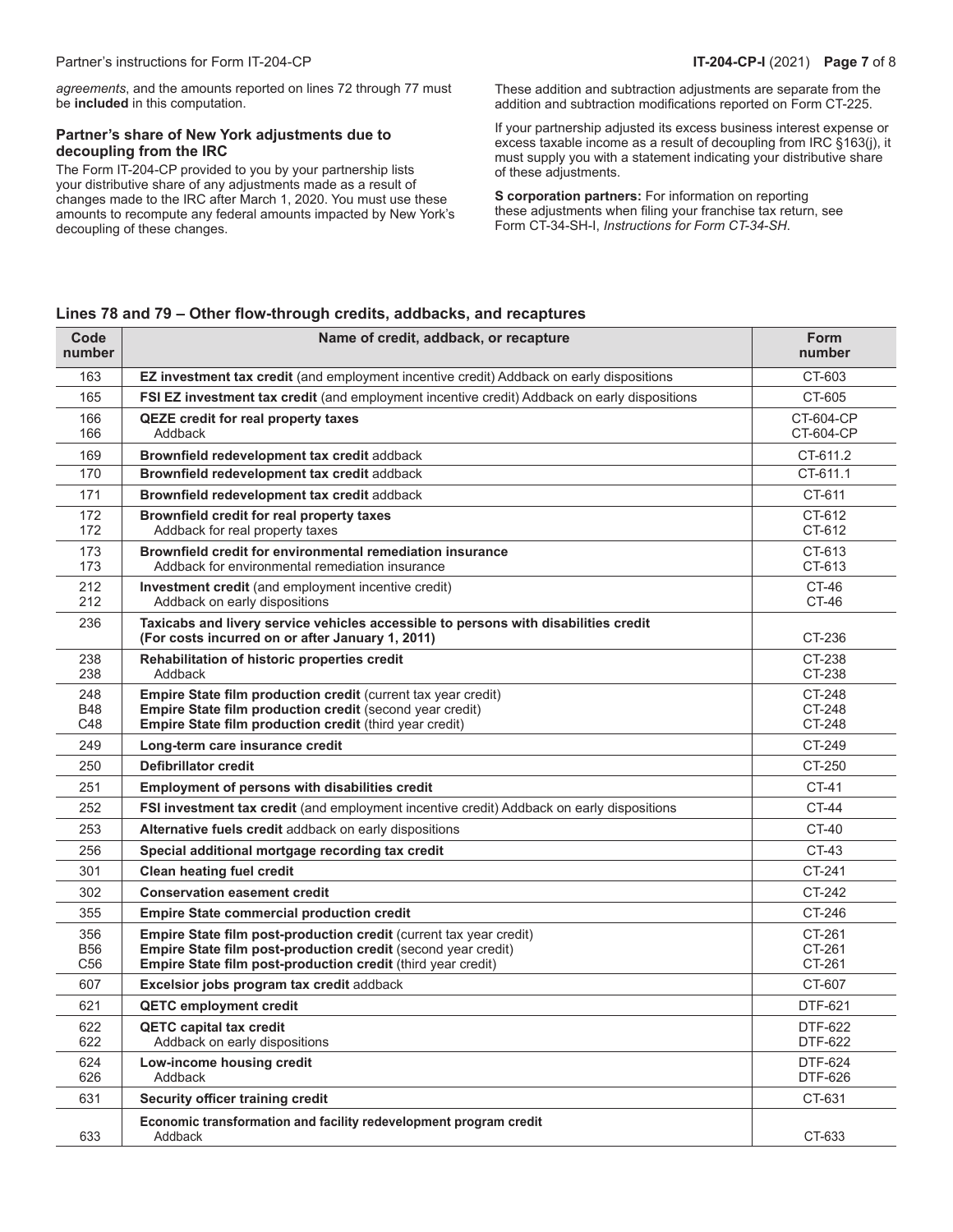*agreements*, and the amounts reported on lines 72 through 77 must be **included** in this computation.

### Partner's share of New York adjustments due to decoupling from the IRC

The Form IT-204-CP provided to you by your partnership lists your distributive share of any adjustments made as a result of changes made to the IRC after March 1, 2020. You must use these amounts to recompute any federal amounts impacted by New York's decoupling of these changes.

These addition and subtraction adjustments are separate from the addition and subtraction modifications reported on Form CT-225.

If your partnership adjusted its excess business interest expense or excess taxable income as a result of decoupling from IRC §163(j), it must supply you with a statement indicating your distributive share of these adjustments.

**S corporation partners:** For information on reporting these adjustments when filing your franchise tax return, see Form CT-34-SH-I, *Instructions for Form CT-34-SH*.

### Lines 78 and 79 – Other flow-through credits, addbacks, and recaptures

| Code number | Name of credit, addback, or recapture | Form number |
|---|---|---|
| 163 | **EZ investment tax credit** (and employment incentive credit) Addback on early dispositions | CT-603 |
| 165 | **FSI EZ investment tax credit** (and employment incentive credit) Addback on early dispositions | CT-605 |
| 166<br>166 | **QEZE credit for real property taxes**<br>Addback | CT-604-CP<br>CT-604-CP |
| 169 | **Brownfield redevelopment tax credit** addback | CT-611.2 |
| 170 | **Brownfield redevelopment tax credit** addback | CT-611.1 |
| 171 | **Brownfield redevelopment tax credit** addback | CT-611 |
| 172<br>172 | **Brownfield credit for real property taxes**<br>Addback for real property taxes | CT-612<br>CT-612 |
| 173<br>173 | **Brownfield credit for environmental remediation insurance**<br>Addback for environmental remediation insurance | CT-613<br>CT-613 |
| 212<br>212 | **Investment credit** (and employment incentive credit)<br>Addback on early dispositions | CT-46<br>CT-46 |
| 236 | **Taxicabs and livery service vehicles accessible to persons with disabilities credit (For costs incurred on or after January 1, 2011)** | CT-236 |
| 238<br>238 | **Rehabilitation of historic properties credit**<br>Addback | CT-238<br>CT-238 |
| 248<br>B48<br>C48 | **Empire State film production credit** (current tax year credit)<br>**Empire State film production credit** (second year credit)<br>**Empire State film production credit** (third year credit) | CT-248<br>CT-248<br>CT-248 |
| 249 | **Long-term care insurance credit** | CT-249 |
| 250 | **Defibrillator credit** | CT-250 |
| 251 | **Employment of persons with disabilities credit** | CT-41 |
| 252 | **FSI investment tax credit** (and employment incentive credit) Addback on early dispositions | CT-44 |
| 253 | **Alternative fuels credit** addback on early dispositions | CT-40 |
| 256 | **Special additional mortgage recording tax credit** | CT-43 |
| 301 | **Clean heating fuel credit** | CT-241 |
| 302 | **Conservation easement credit** | CT-242 |
| 355 | **Empire State commercial production credit** | CT-246 |
| 356<br>B56<br>C56 | **Empire State film post-production credit** (current tax year credit)<br>**Empire State film post-production credit** (second year credit)<br>**Empire State film post-production credit** (third year credit) | CT-261<br>CT-261<br>CT-261 |
| 607 | **Excelsior jobs program tax credit** addback | CT-607 |
| 621 | **QETC employment credit** | DTF-621 |
| 622<br>622 | **QETC capital tax credit**<br>Addback on early dispositions | DTF-622<br>DTF-622 |
| 624<br>626 | **Low-income housing credit**<br>Addback | DTF-624<br>DTF-626 |
| 631 | **Security officer training credit** | CT-631 |
| 633 | **Economic transformation and facility redevelopment program credit**<br>Addback | CT-633 |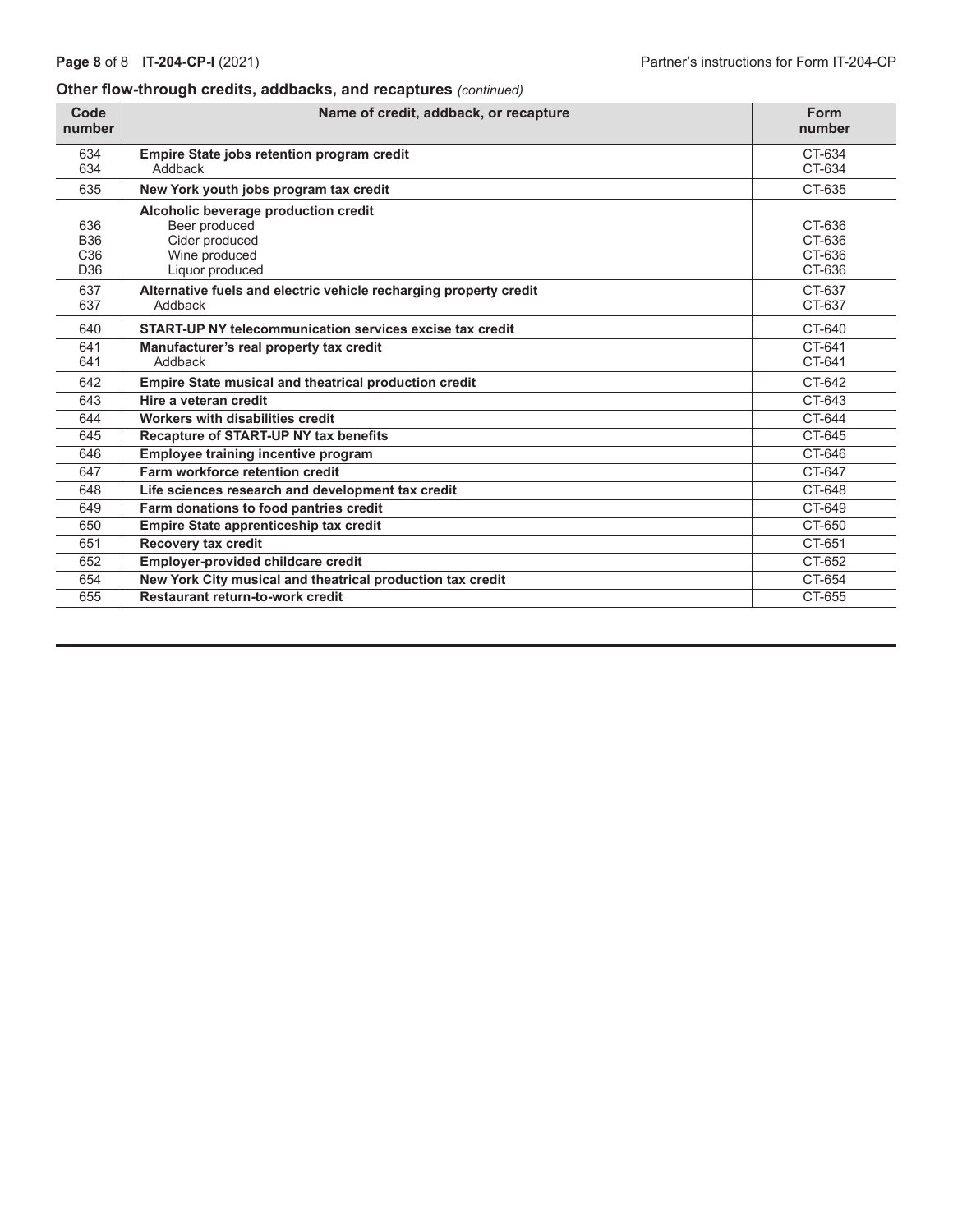## Other flow-through credits, addbacks, and recaptures *(continued)*

| Code number | Name of credit, addback, or recapture | Form number |
|---|---|---|
| 634 | **Empire State jobs retention program credit** | CT-634 |
| 634 | Addback | CT-634 |
| 635 | **New York youth jobs program tax credit** | CT-635 |
| | **Alcoholic beverage production credit** | |
| 636 | Beer produced | CT-636 |
| B36 | Cider produced | CT-636 |
| C36 | Wine produced | CT-636 |
| D36 | Liquor produced | CT-636 |
| 637 | **Alternative fuels and electric vehicle recharging property credit** | CT-637 |
| 637 | Addback | CT-637 |
| 640 | **START-UP NY telecommunication services excise tax credit** | CT-640 |
| 641 | **Manufacturer's real property tax credit** | CT-641 |
| 641 | Addback | CT-641 |
| 642 | **Empire State musical and theatrical production credit** | CT-642 |
| 643 | **Hire a veteran credit** | CT-643 |
| 644 | **Workers with disabilities credit** | CT-644 |
| 645 | **Recapture of START-UP NY tax benefits** | CT-645 |
| 646 | **Employee training incentive program** | CT-646 |
| 647 | **Farm workforce retention credit** | CT-647 |
| 648 | **Life sciences research and development tax credit** | CT-648 |
| 649 | **Farm donations to food pantries credit** | CT-649 |
| 650 | **Empire State apprenticeship tax credit** | CT-650 |
| 651 | **Recovery tax credit** | CT-651 |
| 652 | **Employer-provided childcare credit** | CT-652 |
| 654 | **New York City musical and theatrical production tax credit** | CT-654 |
| 655 | **Restaurant return-to-work credit** | CT-655 |